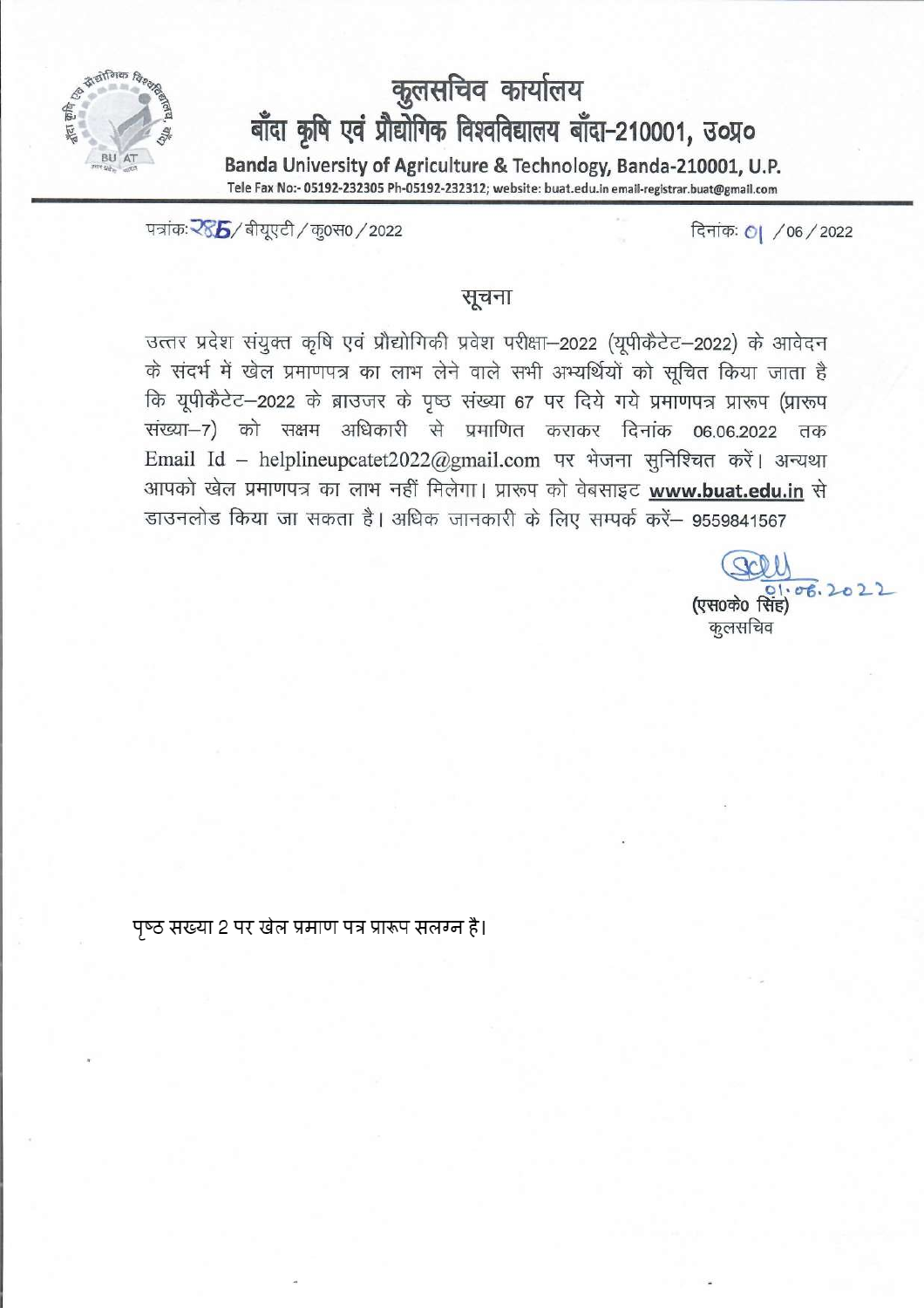# कुलसचिव कार्यालय

## बाँदा कृषि एवं प्रौद्योगिक विश्वविद्यालय बाँदा-210001, उ0प्र0

**Banda University of Agriculture & Technology, Banda-210001, U.P.**

Tele Fax No:- 05192-232305 Ph-05192-232312; website: buat.edu.in email-registrar.buat@gmail.com

पत्रांकः 285/बीयूएटी/कु0स0/2022 दिनांकः 01/06/2022

## सूचना

उत्तर प्रदेश संयुक्त कृषि एवं प्रौद्योगिकी प्रवेश परीक्षा–2022 (यूपीकैटेट–2022) के आवेदन के संदर्भ में खेल प्रमाणपत्र का लाभ लेने वाले सभी अभ्यर्थियों को सूचित किया जाता है कि यूपीकैटेट–2022 के ब्राउजर के पृष्ठ संख्या 67 पर दिये गये प्रमाणपत्र प्रारूप (प्रारूप संख्या–7) को सक्षम अधिकारी से प्रमाणित कराकर दिनांक 06.06.2022 तक Email Id – helplineupcatet2022@gmail.com पर भेजना सुनिश्चित करें। अन्यथा आपको खेल प्रमाणपत्र का लाभ नहीं मिलेगा। प्रारूप को वेबसाइट **www.buat.edu.in** से डाउनलोड किया जा सकता है। अधिक जानकारी के लिए सम्पर्क करें– 9559841567

01.06.2022

(एस0के0 सिंह)
कुलसचिव

पृष्ठ सख्या 2 पर खेल प्रमाण पत्र प्रारूप सलग्न है।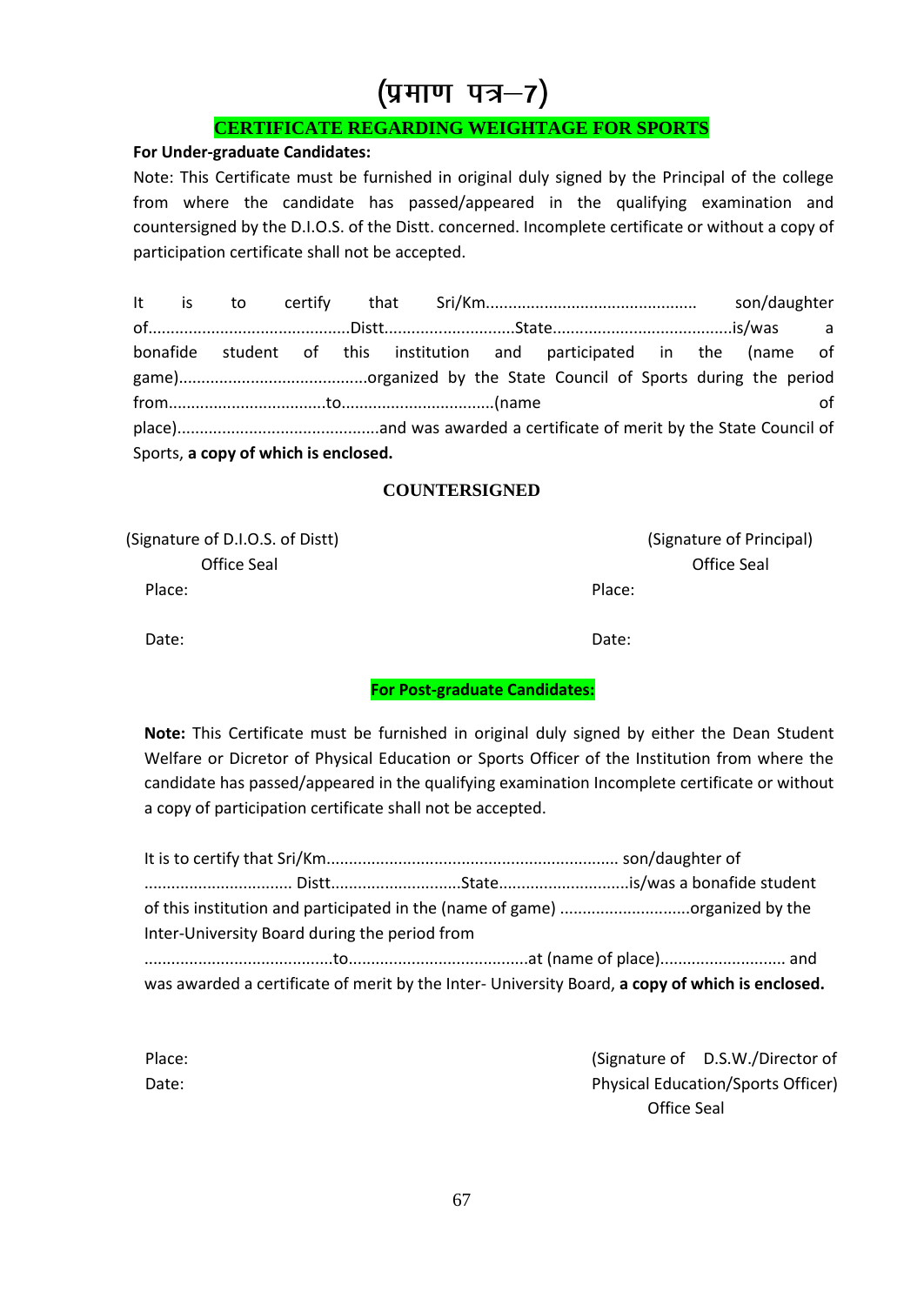# (प्रमाण पत्र–7)

## CERTIFICATE REGARDING WEIGHTAGE FOR SPORTS

**For Under-graduate Candidates:**

Note: This Certificate must be furnished in original duly signed by the Principal of the college from where the candidate has passed/appeared in the qualifying examination and countersigned by the D.I.O.S. of the Distt. concerned. Incomplete certificate or without a copy of participation certificate shall not be accepted.

It is to certify that Sri/Km............................................... son/daughter of.............................................Distt.............................State........................................is/was a bonafide student of this institution and participated in the (name of game)..........................................organized by the State Council of Sports during the period from...................................to..................................(name of place).............................................and was awarded a certificate of merit by the State Council of Sports, **a copy of which is enclosed.**

**COUNTERSIGNED**

(Signature of D.I.O.S. of Distt)
Office Seal
Place:

Date:

(Signature of Principal)
Office Seal
Place:

Date:

**For Post-graduate Candidates:**

**Note:** This Certificate must be furnished in original duly signed by either the Dean Student Welfare or Dicretor of Physical Education or Sports Officer of the Institution from where the candidate has passed/appeared in the qualifying examination Incomplete certificate or without a copy of participation certificate shall not be accepted.

It is to certify that Sri/Km................................................................. son/daughter of ................................. Distt.............................State.............................is/was a bonafide student of this institution and participated in the (name of game) .............................organized by the Inter-University Board during the period from ..........................................to........................................at (name of place)............................ and was awarded a certificate of merit by the Inter- University Board, **a copy of which is enclosed.**

Place:
Date:

(Signature of D.S.W./Director of Physical Education/Sports Officer)
Office Seal